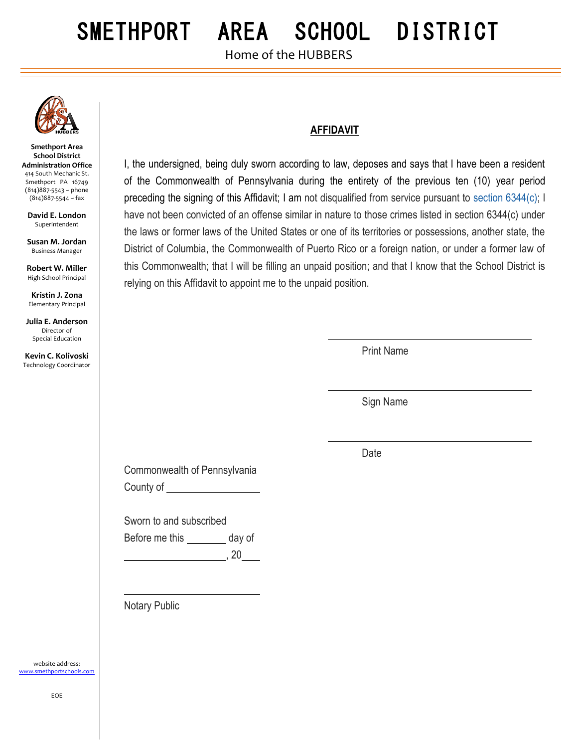# SMETHPORT AREA SCHOOL DISTRICT

Home of the HUBBERS

**Smethport Area School District Administration Office**
414 South Mechanic St.
Smethport PA 16749
(814)887-5543 ~ phone
(814)887-5544 ~ fax

**David E. London**
Superintendent

**Susan M. Jordan**
Business Manager

**Robert W. Miller**
High School Principal

**Kristin J. Zona**
Elementary Principal

**Julia E. Anderson**
Director of Special Education

**Kevin C. Kolivoski**
Technology Coordinator

website address: www.smethportschools.com

EOE

## AFFIDAVIT

I, the undersigned, being duly sworn according to law, deposes and says that I have been a resident of the Commonwealth of Pennsylvania during the entirety of the previous ten (10) year period preceding the signing of this Affidavit; I am not disqualified from service pursuant to section 6344(c); I have not been convicted of an offense similar in nature to those crimes listed in section 6344(c) under the laws or former laws of the United States or one of its territories or possessions, another state, the District of Columbia, the Commonwealth of Puerto Rico or a foreign nation, or under a former law of this Commonwealth; that I will be filling an unpaid position; and that I know that the School District is relying on this Affidavit to appoint me to the unpaid position.

\_\_\_\_\_\_\_\_\_\_\_\_\_\_\_\_\_\_\_\_\_\_\_\_\_\_\_\_
Print Name

\_\_\_\_\_\_\_\_\_\_\_\_\_\_\_\_\_\_\_\_\_\_\_\_\_\_\_\_
Sign Name

\_\_\_\_\_\_\_\_\_\_\_\_\_\_\_\_\_\_\_\_\_\_\_\_\_\_\_\_
Date

Commonwealth of Pennsylvania
County of \_\_\_\_\_\_\_\_\_\_\_\_\_\_\_\_

Sworn to and subscribed
Before me this \_\_\_\_\_\_\_ day of
\_\_\_\_\_\_\_\_\_\_\_\_\_\_\_\_\_\_, 20\_\_\_

\_\_\_\_\_\_\_\_\_\_\_\_\_\_\_\_\_\_\_\_\_\_\_\_
Notary Public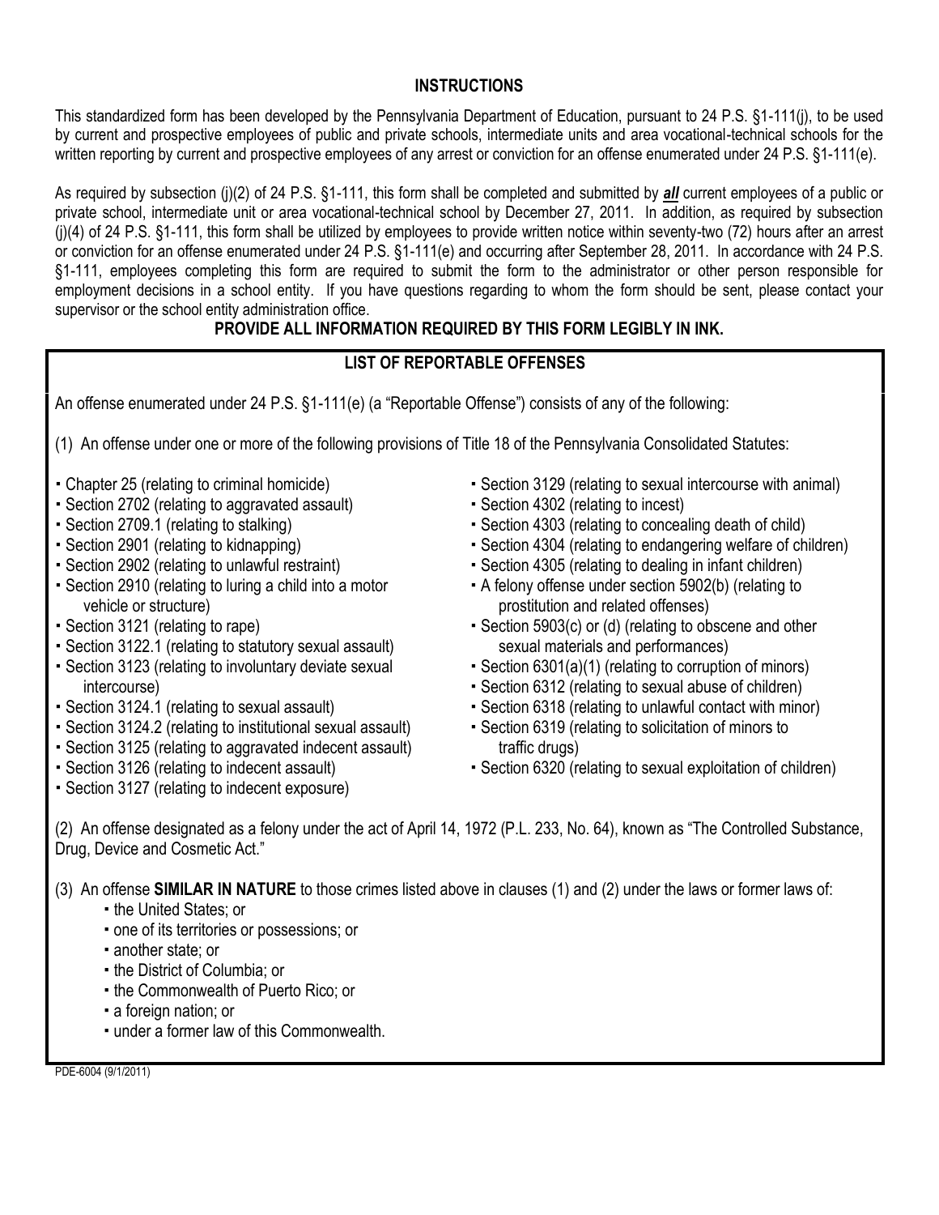## INSTRUCTIONS

This standardized form has been developed by the Pennsylvania Department of Education, pursuant to 24 P.S. §1-111(j), to be used by current and prospective employees of public and private schools, intermediate units and area vocational-technical schools for the written reporting by current and prospective employees of any arrest or conviction for an offense enumerated under 24 P.S. §1-111(e).

As required by subsection (j)(2) of 24 P.S. §1-111, this form shall be completed and submitted by ***all*** current employees of a public or private school, intermediate unit or area vocational-technical school by December 27, 2011. In addition, as required by subsection (j)(4) of 24 P.S. §1-111, this form shall be utilized by employees to provide written notice within seventy-two (72) hours after an arrest or conviction for an offense enumerated under 24 P.S. §1-111(e) and occurring after September 28, 2011. In accordance with 24 P.S. §1-111, employees completing this form are required to submit the form to the administrator or other person responsible for employment decisions in a school entity. If you have questions regarding to whom the form should be sent, please contact your supervisor or the school entity administration office.

**PROVIDE ALL INFORMATION REQUIRED BY THIS FORM LEGIBLY IN INK.**

## LIST OF REPORTABLE OFFENSES

An offense enumerated under 24 P.S. §1-111(e) (a "Reportable Offense") consists of any of the following:

(1) An offense under one or more of the following provisions of Title 18 of the Pennsylvania Consolidated Statutes:

- Chapter 25 (relating to criminal homicide)
- Section 2702 (relating to aggravated assault)
- Section 2709.1 (relating to stalking)
- Section 2901 (relating to kidnapping)
- Section 2902 (relating to unlawful restraint)
- Section 2910 (relating to luring a child into a motor vehicle or structure)
- Section 3121 (relating to rape)
- Section 3122.1 (relating to statutory sexual assault)
- Section 3123 (relating to involuntary deviate sexual intercourse)
- Section 3124.1 (relating to sexual assault)
- Section 3124.2 (relating to institutional sexual assault)
- Section 3125 (relating to aggravated indecent assault)
- Section 3126 (relating to indecent assault)
- Section 3127 (relating to indecent exposure)
- Section 3129 (relating to sexual intercourse with animal)
- Section 4302 (relating to incest)
- Section 4303 (relating to concealing death of child)
- Section 4304 (relating to endangering welfare of children)
- Section 4305 (relating to dealing in infant children)
- A felony offense under section 5902(b) (relating to prostitution and related offenses)
- Section 5903(c) or (d) (relating to obscene and other sexual materials and performances)
- Section 6301(a)(1) (relating to corruption of minors)
- Section 6312 (relating to sexual abuse of children)
- Section 6318 (relating to unlawful contact with minor)
- Section 6319 (relating to solicitation of minors to traffic drugs)
- Section 6320 (relating to sexual exploitation of children)

(2) An offense designated as a felony under the act of April 14, 1972 (P.L. 233, No. 64), known as "The Controlled Substance, Drug, Device and Cosmetic Act."

(3) An offense **SIMILAR IN NATURE** to those crimes listed above in clauses (1) and (2) under the laws or former laws of:

- the United States; or
- one of its territories or possessions; or
- another state; or
- the District of Columbia; or
- the Commonwealth of Puerto Rico; or
- a foreign nation; or
- under a former law of this Commonwealth.

PDE-6004 (9/1/2011)